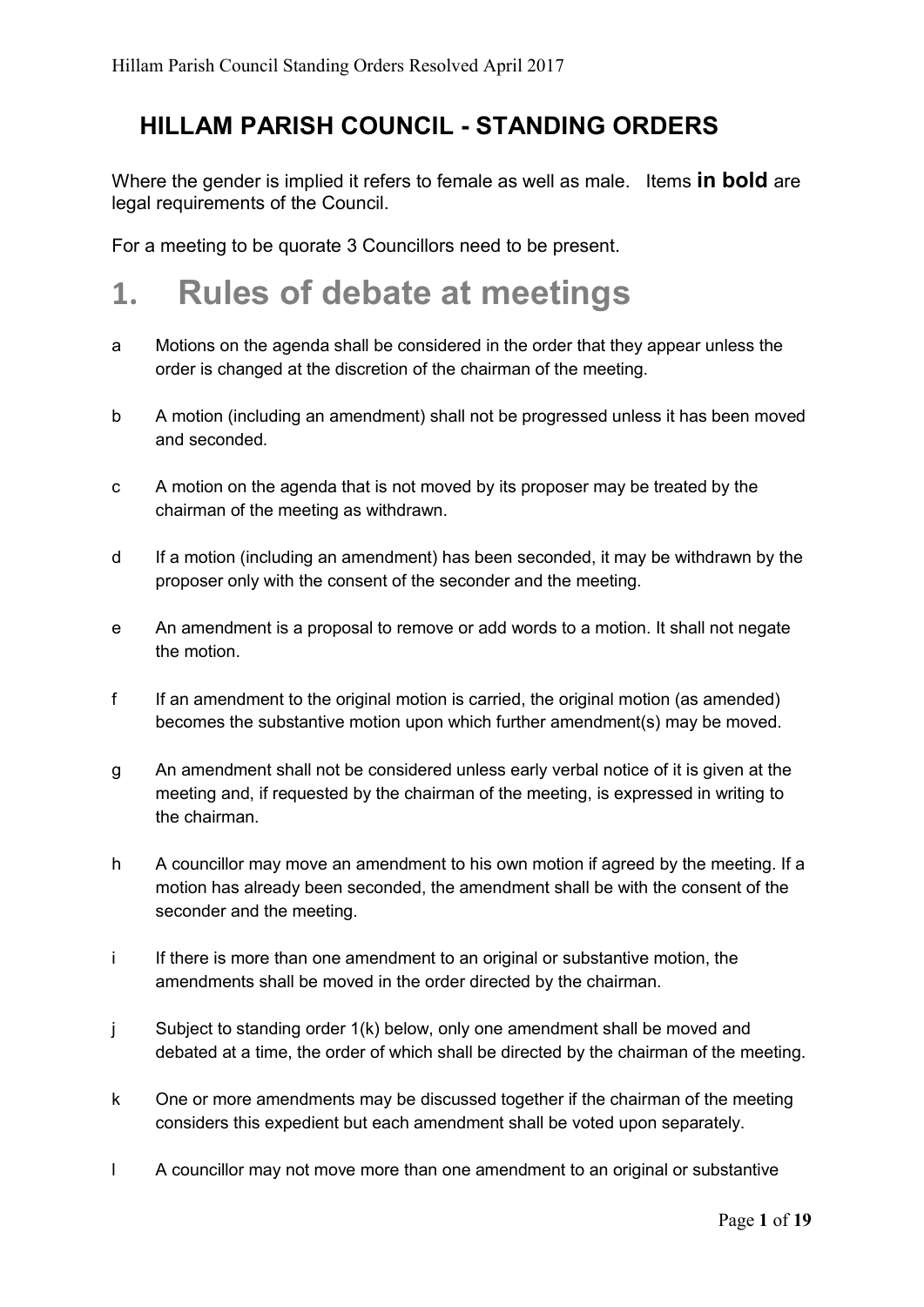# HILLAM PARISH COUNCIL - STANDING ORDERS

Where the gender is implied it refers to female as well as male. Items **in bold** are legal requirements of the Council.

For a meeting to be quorate 3 Councillors need to be present.

## 1. Rules of debate at meetings

- a Motions on the agenda shall be considered in the order that they appear unless the order is changed at the discretion of the chairman of the meeting.
- b A motion (including an amendment) shall not be progressed unless it has been moved and seconded.
- c A motion on the agenda that is not moved by its proposer may be treated by the chairman of the meeting as withdrawn.
- d If a motion (including an amendment) has been seconded, it may be withdrawn by the proposer only with the consent of the seconder and the meeting.
- e An amendment is a proposal to remove or add words to a motion. It shall not negate the motion.
- f If an amendment to the original motion is carried, the original motion (as amended) becomes the substantive motion upon which further amendment(s) may be moved.
- g An amendment shall not be considered unless early verbal notice of it is given at the meeting and, if requested by the chairman of the meeting, is expressed in writing to the chairman.
- h A councillor may move an amendment to his own motion if agreed by the meeting. If a motion has already been seconded, the amendment shall be with the consent of the seconder and the meeting.
- i If there is more than one amendment to an original or substantive motion, the amendments shall be moved in the order directed by the chairman.
- j Subject to standing order 1(k) below, only one amendment shall be moved and debated at a time, the order of which shall be directed by the chairman of the meeting.
- k One or more amendments may be discussed together if the chairman of the meeting considers this expedient but each amendment shall be voted upon separately.
- l A councillor may not move more than one amendment to an original or substantive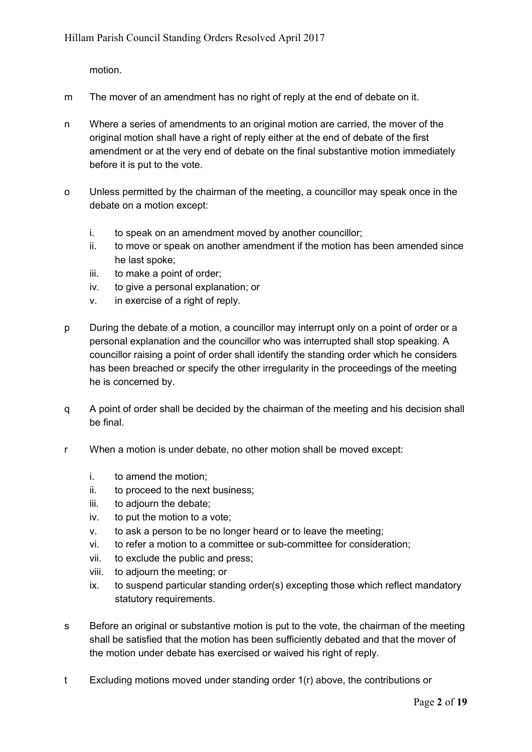motion.

m The mover of an amendment has no right of reply at the end of debate on it.

n Where a series of amendments to an original motion are carried, the mover of the original motion shall have a right of reply either at the end of debate of the first amendment or at the very end of debate on the final substantive motion immediately before it is put to the vote.

o Unless permitted by the chairman of the meeting, a councillor may speak once in the debate on a motion except:

   i. to speak on an amendment moved by another councillor;
   ii. to move or speak on another amendment if the motion has been amended since he last spoke;
   iii. to make a point of order;
   iv. to give a personal explanation; or
   v. in exercise of a right of reply.

p During the debate of a motion, a councillor may interrupt only on a point of order or a personal explanation and the councillor who was interrupted shall stop speaking. A councillor raising a point of order shall identify the standing order which he considers has been breached or specify the other irregularity in the proceedings of the meeting he is concerned by.

q A point of order shall be decided by the chairman of the meeting and his decision shall be final.

r When a motion is under debate, no other motion shall be moved except:

   i. to amend the motion;
   ii. to proceed to the next business;
   iii. to adjourn the debate;
   iv. to put the motion to a vote;
   v. to ask a person to be no longer heard or to leave the meeting;
   vi. to refer a motion to a committee or sub-committee for consideration;
   vii. to exclude the public and press;
   viii. to adjourn the meeting; or
   ix. to suspend particular standing order(s) excepting those which reflect mandatory statutory requirements.

s Before an original or substantive motion is put to the vote, the chairman of the meeting shall be satisfied that the motion has been sufficiently debated and that the mover of the motion under debate has exercised or waived his right of reply.

t Excluding motions moved under standing order 1(r) above, the contributions or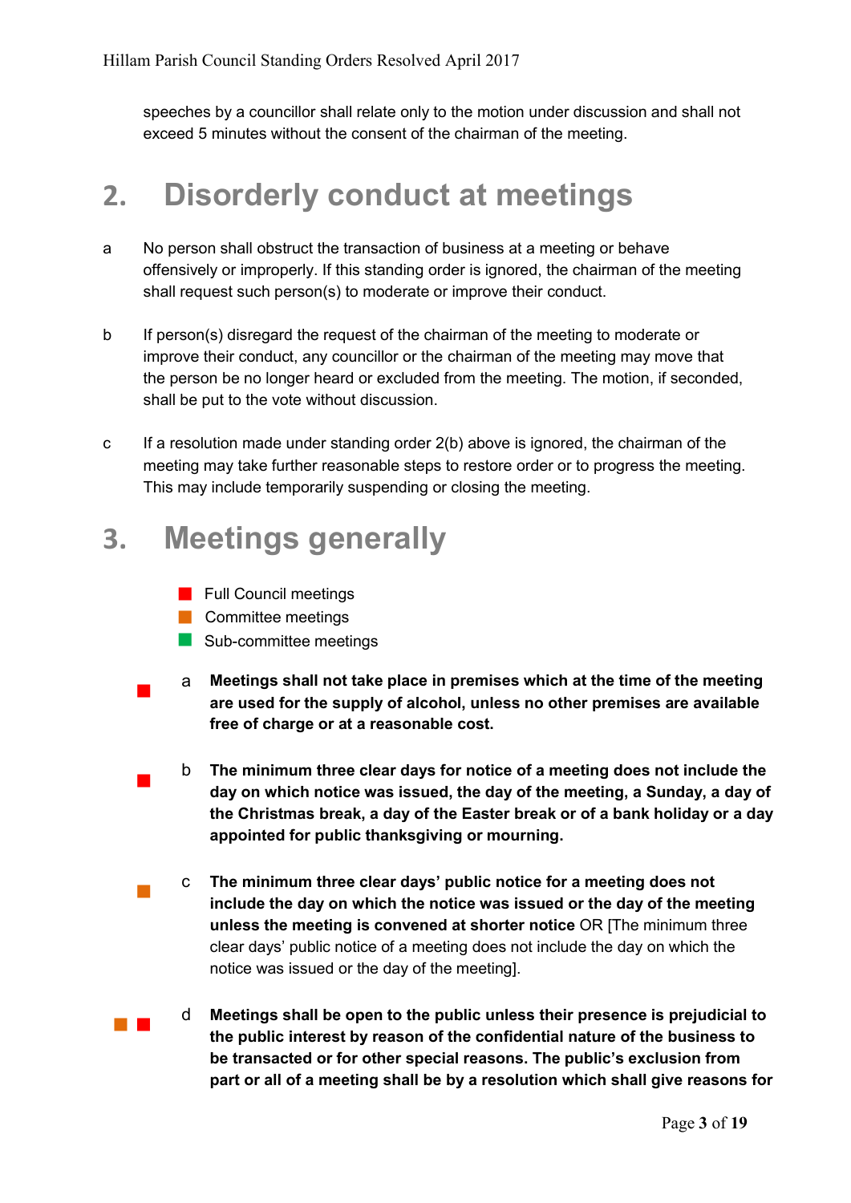speeches by a councillor shall relate only to the motion under discussion and shall not exceed 5 minutes without the consent of the chairman of the meeting.

## 2. Disorderly conduct at meetings

a No person shall obstruct the transaction of business at a meeting or behave offensively or improperly. If this standing order is ignored, the chairman of the meeting shall request such person(s) to moderate or improve their conduct.

b If person(s) disregard the request of the chairman of the meeting to moderate or improve their conduct, any councillor or the chairman of the meeting may move that the person be no longer heard or excluded from the meeting. The motion, if seconded, shall be put to the vote without discussion.

c If a resolution made under standing order 2(b) above is ignored, the chairman of the meeting may take further reasonable steps to restore order or to progress the meeting. This may include temporarily suspending or closing the meeting.

## 3. Meetings generally

- ■ (red) Full Council meetings
- ■ (orange) Committee meetings
- ■ (green) Sub-committee meetings

■ (red) a **Meetings shall not take place in premises which at the time of the meeting are used for the supply of alcohol, unless no other premises are available free of charge or at a reasonable cost.**

■ (red) b **The minimum three clear days for notice of a meeting does not include the day on which notice was issued, the day of the meeting, a Sunday, a day of the Christmas break, a day of the Easter break or of a bank holiday or a day appointed for public thanksgiving or mourning.**

■ (orange) c **The minimum three clear days' public notice for a meeting does not include the day on which the notice was issued or the day of the meeting unless the meeting is convened at shorter notice** OR [The minimum three clear days' public notice of a meeting does not include the day on which the notice was issued or the day of the meeting].

■ (orange) ■ (red) d **Meetings shall be open to the public unless their presence is prejudicial to the public interest by reason of the confidential nature of the business to be transacted or for other special reasons. The public's exclusion from part or all of a meeting shall be by a resolution which shall give reasons for**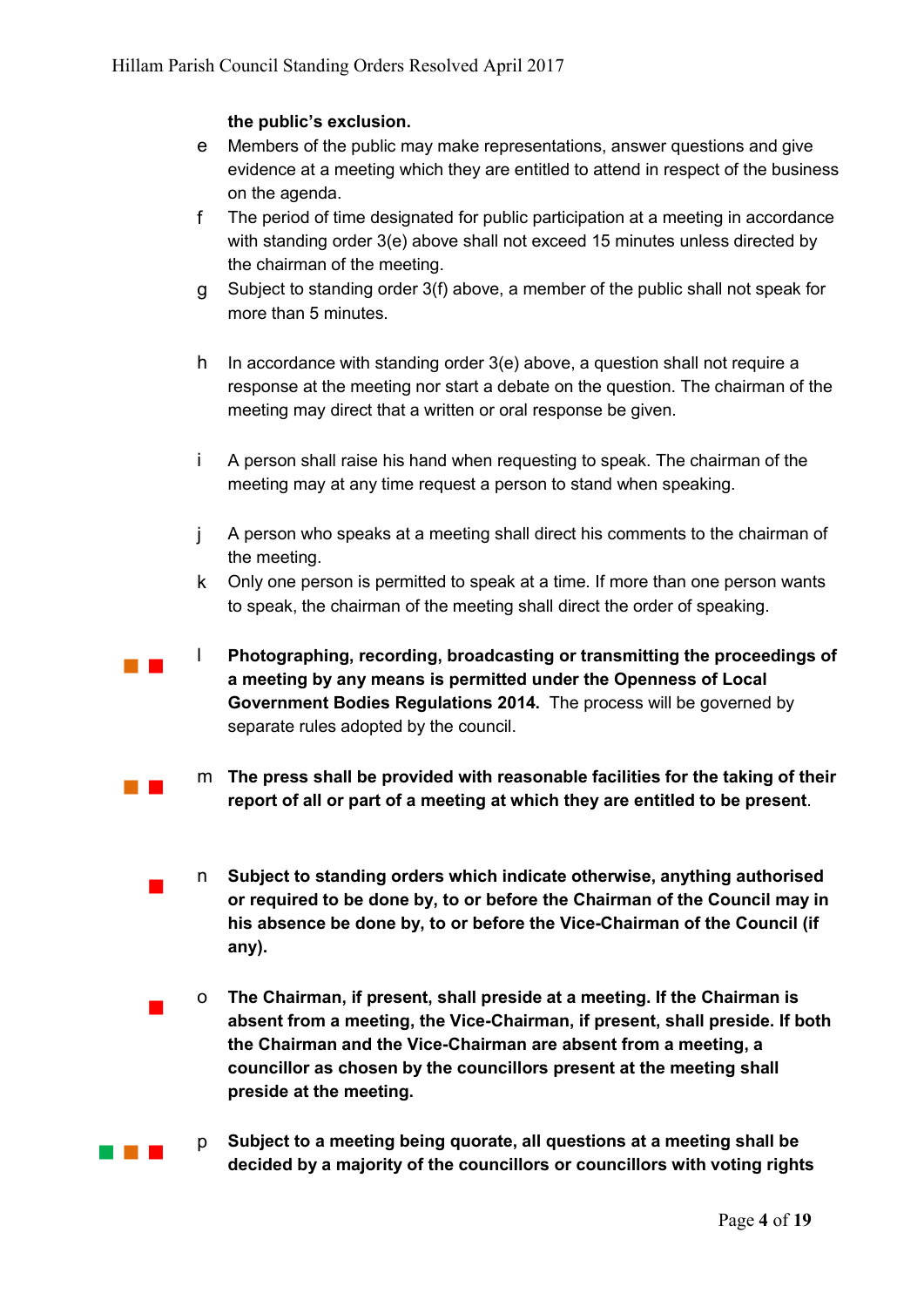**the public's exclusion.**

e Members of the public may make representations, answer questions and give evidence at a meeting which they are entitled to attend in respect of the business on the agenda.

f The period of time designated for public participation at a meeting in accordance with standing order 3(e) above shall not exceed 15 minutes unless directed by the chairman of the meeting.

g Subject to standing order 3(f) above, a member of the public shall not speak for more than 5 minutes.

h In accordance with standing order 3(e) above, a question shall not require a response at the meeting nor start a debate on the question. The chairman of the meeting may direct that a written or oral response be given.

i A person shall raise his hand when requesting to speak. The chairman of the meeting may at any time request a person to stand when speaking.

j A person who speaks at a meeting shall direct his comments to the chairman of the meeting.

k Only one person is permitted to speak at a time. If more than one person wants to speak, the chairman of the meeting shall direct the order of speaking.

l **Photographing, recording, broadcasting or transmitting the proceedings of a meeting by any means is permitted under the Openness of Local Government Bodies Regulations 2014.** The process will be governed by separate rules adopted by the council.

m **The press shall be provided with reasonable facilities for the taking of their report of all or part of a meeting at which they are entitled to be present**.

n **Subject to standing orders which indicate otherwise, anything authorised or required to be done by, to or before the Chairman of the Council may in his absence be done by, to or before the Vice-Chairman of the Council (if any).**

o **The Chairman, if present, shall preside at a meeting. If the Chairman is absent from a meeting, the Vice-Chairman, if present, shall preside. If both the Chairman and the Vice-Chairman are absent from a meeting, a councillor as chosen by the councillors present at the meeting shall preside at the meeting.**

p **Subject to a meeting being quorate, all questions at a meeting shall be decided by a majority of the councillors or councillors with voting rights**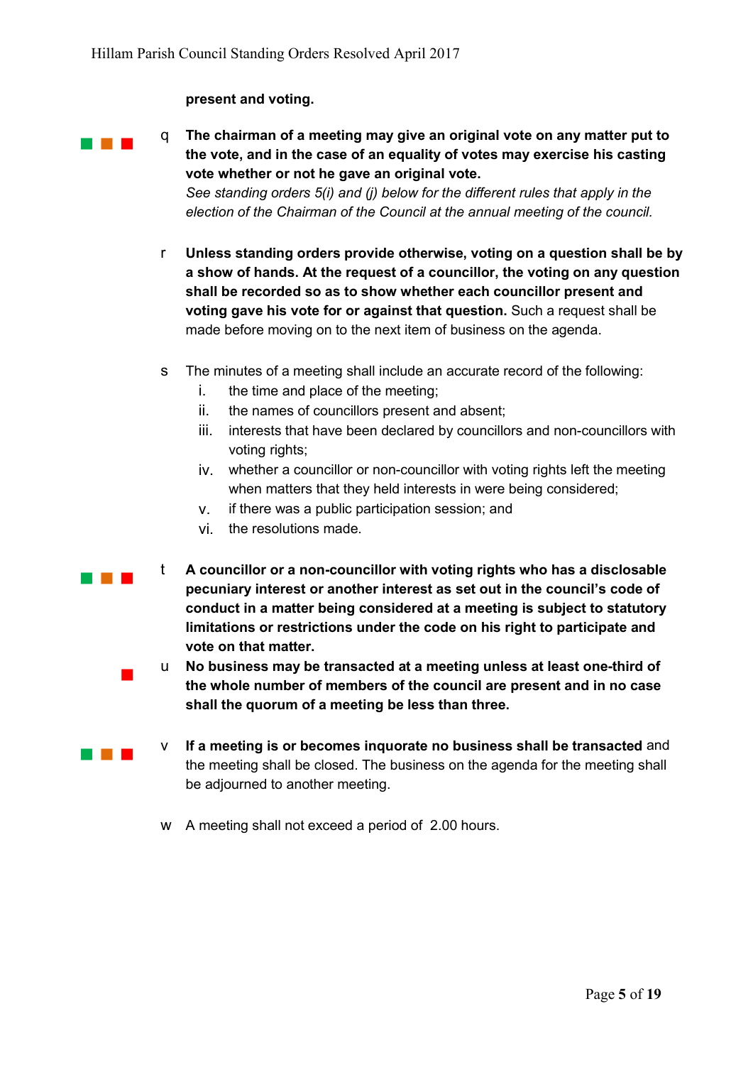**present and voting.**

q **The chairman of a meeting may give an original vote on any matter put to the vote, and in the case of an equality of votes may exercise his casting vote whether or not he gave an original vote.**
*See standing orders 5(i) and (j) below for the different rules that apply in the election of the Chairman of the Council at the annual meeting of the council.*

r **Unless standing orders provide otherwise, voting on a question shall be by a show of hands. At the request of a councillor, the voting on any question shall be recorded so as to show whether each councillor present and voting gave his vote for or against that question.** Such a request shall be made before moving on to the next item of business on the agenda.

s The minutes of a meeting shall include an accurate record of the following:
   i. the time and place of the meeting;
   ii. the names of councillors present and absent;
   iii. interests that have been declared by councillors and non-councillors with voting rights;
   iv. whether a councillor or non-councillor with voting rights left the meeting when matters that they held interests in were being considered;
   v. if there was a public participation session; and
   vi. the resolutions made.

t **A councillor or a non-councillor with voting rights who has a disclosable pecuniary interest or another interest as set out in the council's code of conduct in a matter being considered at a meeting is subject to statutory limitations or restrictions under the code on his right to participate and vote on that matter.**

u **No business may be transacted at a meeting unless at least one-third of the whole number of members of the council are present and in no case shall the quorum of a meeting be less than three.**

v **If a meeting is or becomes inquorate no business shall be transacted** and the meeting shall be closed. The business on the agenda for the meeting shall be adjourned to another meeting.

w A meeting shall not exceed a period of 2.00 hours.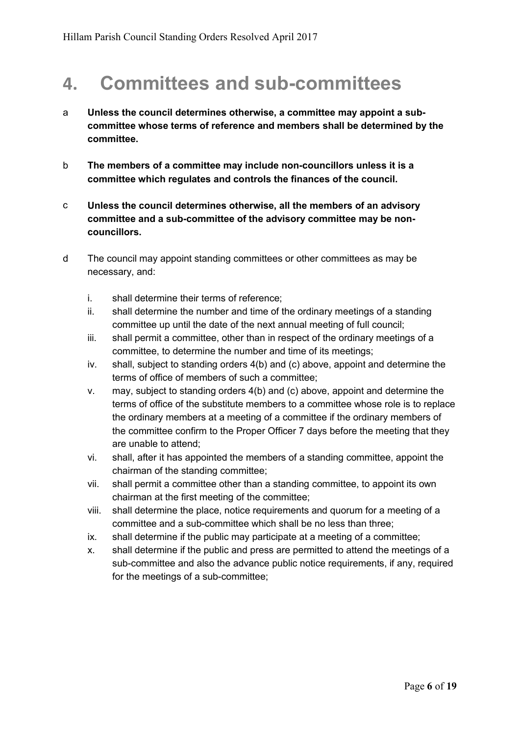# 4. Committees and sub-committees

a **Unless the council determines otherwise, a committee may appoint a sub-committee whose terms of reference and members shall be determined by the committee.**

b **The members of a committee may include non-councillors unless it is a committee which regulates and controls the finances of the council.**

c **Unless the council determines otherwise, all the members of an advisory committee and a sub-committee of the advisory committee may be non-councillors.**

d The council may appoint standing committees or other committees as may be necessary, and:

  i. shall determine their terms of reference;
  ii. shall determine the number and time of the ordinary meetings of a standing committee up until the date of the next annual meeting of full council;
  iii. shall permit a committee, other than in respect of the ordinary meetings of a committee, to determine the number and time of its meetings;
  iv. shall, subject to standing orders 4(b) and (c) above, appoint and determine the terms of office of members of such a committee;
  v. may, subject to standing orders 4(b) and (c) above, appoint and determine the terms of office of the substitute members to a committee whose role is to replace the ordinary members at a meeting of a committee if the ordinary members of the committee confirm to the Proper Officer 7 days before the meeting that they are unable to attend;
  vi. shall, after it has appointed the members of a standing committee, appoint the chairman of the standing committee;
  vii. shall permit a committee other than a standing committee, to appoint its own chairman at the first meeting of the committee;
  viii. shall determine the place, notice requirements and quorum for a meeting of a committee and a sub-committee which shall be no less than three;
  ix. shall determine if the public may participate at a meeting of a committee;
  x. shall determine if the public and press are permitted to attend the meetings of a sub-committee and also the advance public notice requirements, if any, required for the meetings of a sub-committee;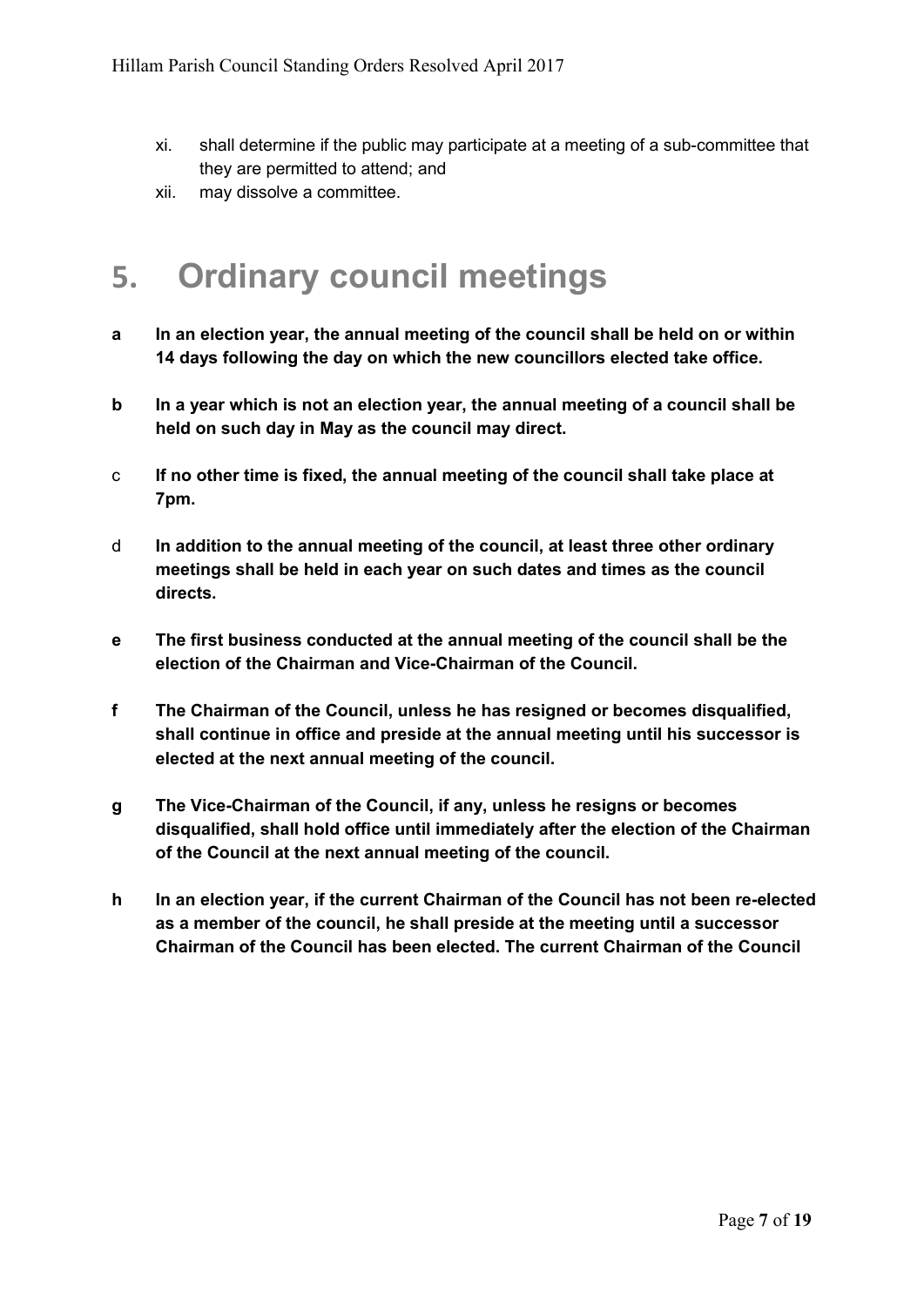xi. shall determine if the public may participate at a meeting of a sub-committee that they are permitted to attend; and

xii. may dissolve a committee.

# 5. Ordinary council meetings

**a In an election year, the annual meeting of the council shall be held on or within 14 days following the day on which the new councillors elected take office.**

**b In a year which is not an election year, the annual meeting of a council shall be held on such day in May as the council may direct.**

c **If no other time is fixed, the annual meeting of the council shall take place at 7pm.**

d **In addition to the annual meeting of the council, at least three other ordinary meetings shall be held in each year on such dates and times as the council directs.**

**e The first business conducted at the annual meeting of the council shall be the election of the Chairman and Vice-Chairman of the Council.**

**f The Chairman of the Council, unless he has resigned or becomes disqualified, shall continue in office and preside at the annual meeting until his successor is elected at the next annual meeting of the council.**

**g The Vice-Chairman of the Council, if any, unless he resigns or becomes disqualified, shall hold office until immediately after the election of the Chairman of the Council at the next annual meeting of the council.**

**h In an election year, if the current Chairman of the Council has not been re-elected as a member of the council, he shall preside at the meeting until a successor Chairman of the Council has been elected. The current Chairman of the Council**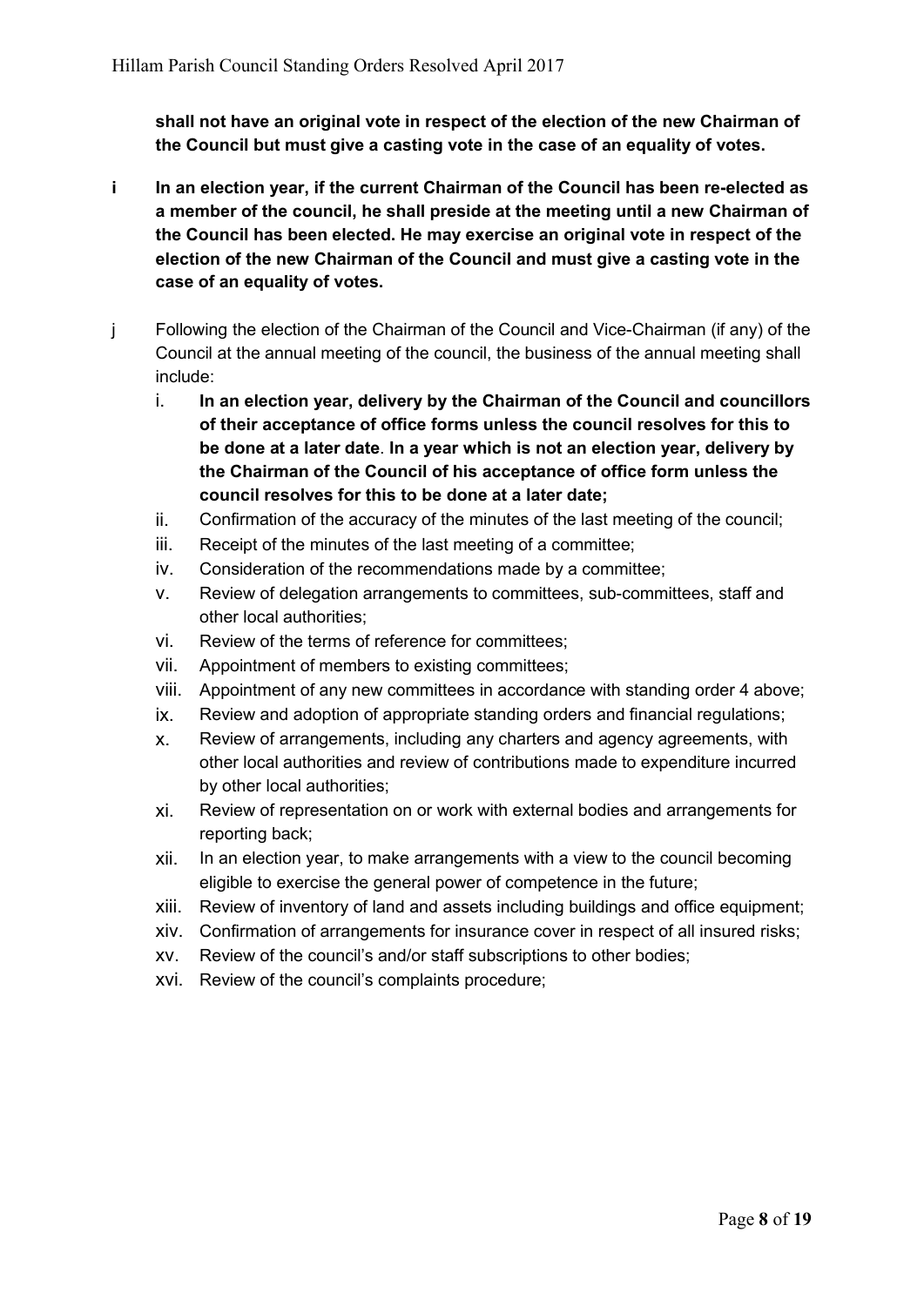**shall not have an original vote in respect of the election of the new Chairman of the Council but must give a casting vote in the case of an equality of votes.**

i **In an election year, if the current Chairman of the Council has been re-elected as a member of the council, he shall preside at the meeting until a new Chairman of the Council has been elected. He may exercise an original vote in respect of the election of the new Chairman of the Council and must give a casting vote in the case of an equality of votes.**

j Following the election of the Chairman of the Council and Vice-Chairman (if any) of the Council at the annual meeting of the council, the business of the annual meeting shall include:

i. **In an election year, delivery by the Chairman of the Council and councillors of their acceptance of office forms unless the council resolves for this to be done at a later date**. **In a year which is not an election year, delivery by the Chairman of the Council of his acceptance of office form unless the council resolves for this to be done at a later date;**

ii. Confirmation of the accuracy of the minutes of the last meeting of the council;

iii. Receipt of the minutes of the last meeting of a committee;

iv. Consideration of the recommendations made by a committee;

v. Review of delegation arrangements to committees, sub-committees, staff and other local authorities;

vi. Review of the terms of reference for committees;

vii. Appointment of members to existing committees;

viii. Appointment of any new committees in accordance with standing order 4 above;

ix. Review and adoption of appropriate standing orders and financial regulations;

x. Review of arrangements, including any charters and agency agreements, with other local authorities and review of contributions made to expenditure incurred by other local authorities;

xi. Review of representation on or work with external bodies and arrangements for reporting back;

xii. In an election year, to make arrangements with a view to the council becoming eligible to exercise the general power of competence in the future;

xiii. Review of inventory of land and assets including buildings and office equipment;

xiv. Confirmation of arrangements for insurance cover in respect of all insured risks;

xv. Review of the council's and/or staff subscriptions to other bodies;

xvi. Review of the council's complaints procedure;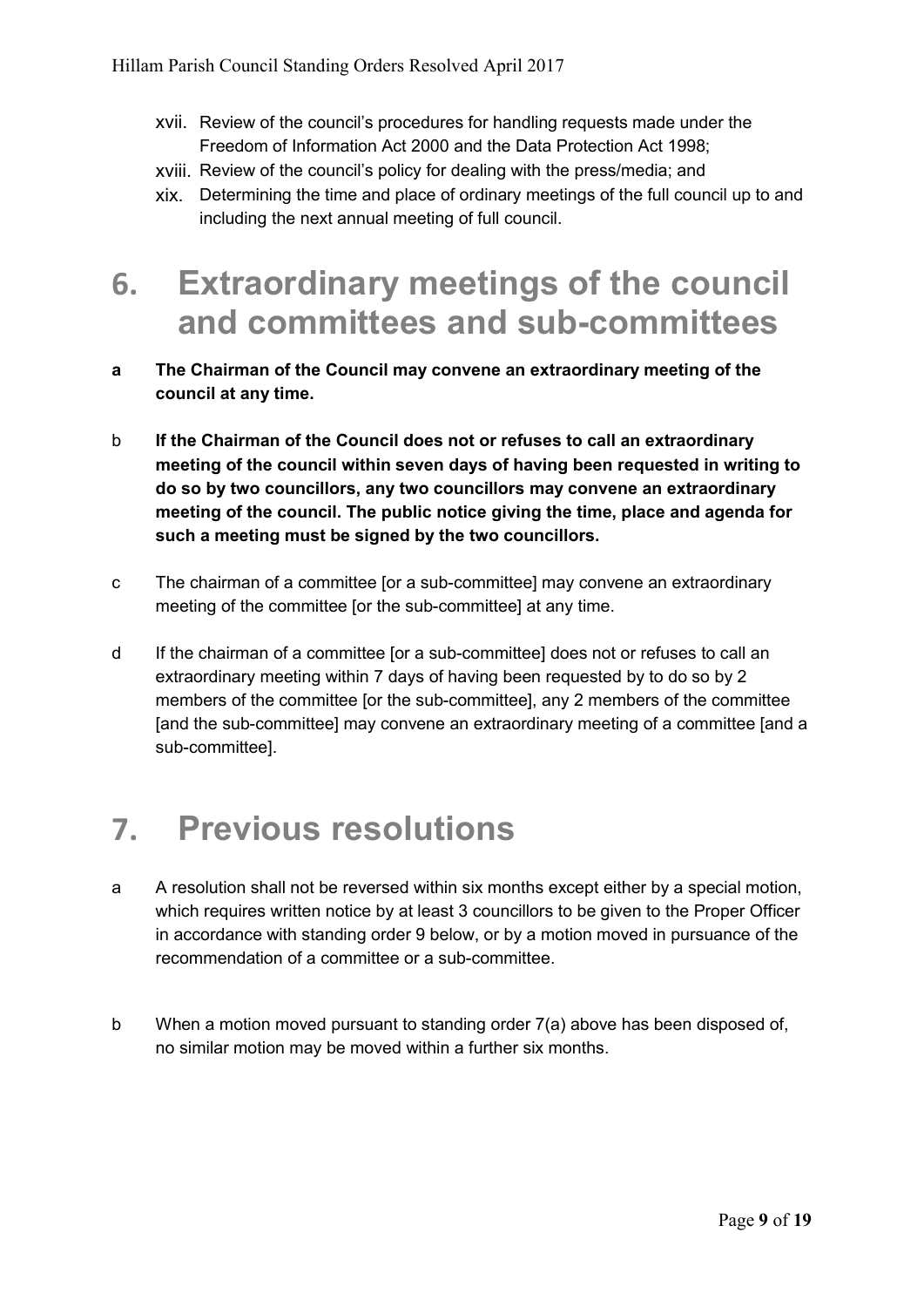xvii. Review of the council's procedures for handling requests made under the Freedom of Information Act 2000 and the Data Protection Act 1998;

xviii. Review of the council's policy for dealing with the press/media; and

xix. Determining the time and place of ordinary meetings of the full council up to and including the next annual meeting of full council.

# 6. Extraordinary meetings of the council and committees and sub-committees

a **The Chairman of the Council may convene an extraordinary meeting of the council at any time.**

b **If the Chairman of the Council does not or refuses to call an extraordinary meeting of the council within seven days of having been requested in writing to do so by two councillors, any two councillors may convene an extraordinary meeting of the council. The public notice giving the time, place and agenda for such a meeting must be signed by the two councillors.**

c The chairman of a committee [or a sub-committee] may convene an extraordinary meeting of the committee [or the sub-committee] at any time.

d If the chairman of a committee [or a sub-committee] does not or refuses to call an extraordinary meeting within 7 days of having been requested by to do so by 2 members of the committee [or the sub-committee], any 2 members of the committee [and the sub-committee] may convene an extraordinary meeting of a committee [and a sub-committee].

# 7. Previous resolutions

a A resolution shall not be reversed within six months except either by a special motion, which requires written notice by at least 3 councillors to be given to the Proper Officer in accordance with standing order 9 below, or by a motion moved in pursuance of the recommendation of a committee or a sub-committee.

b When a motion moved pursuant to standing order 7(a) above has been disposed of, no similar motion may be moved within a further six months.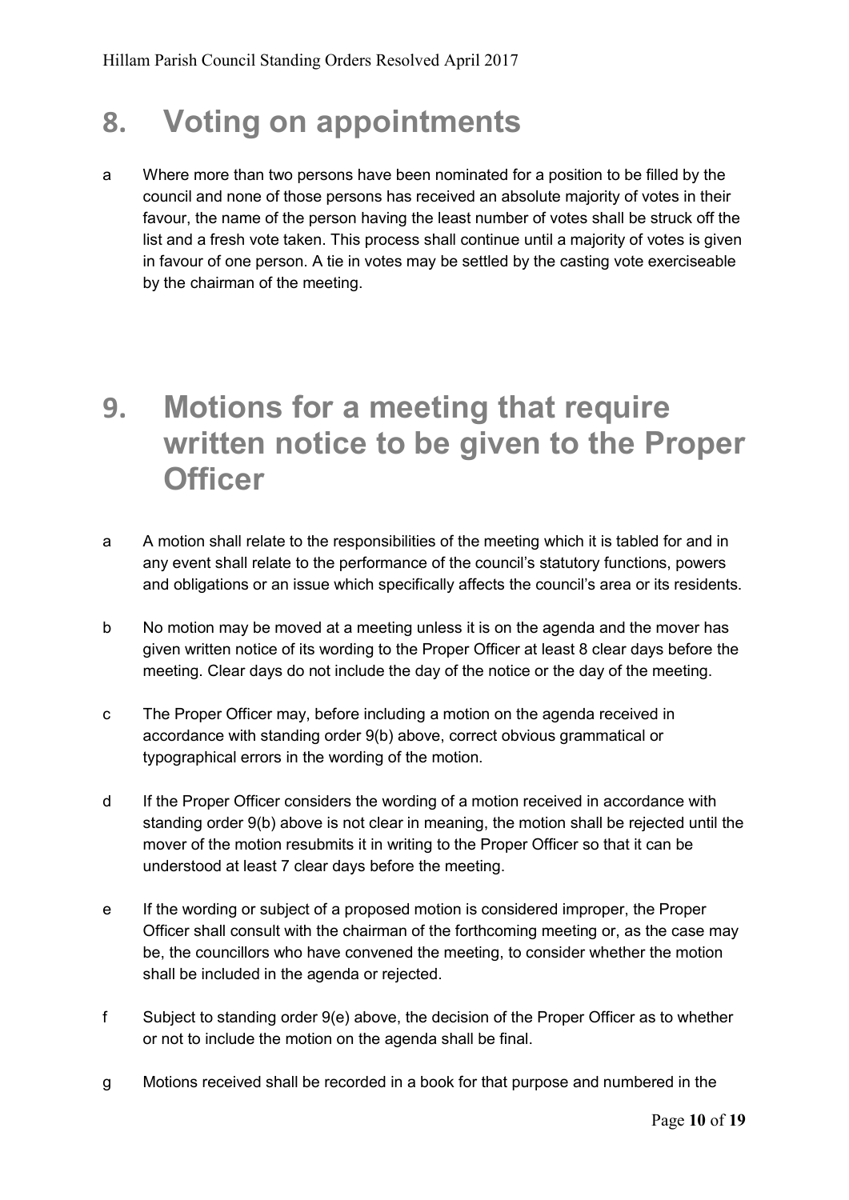# 8. Voting on appointments

a Where more than two persons have been nominated for a position to be filled by the council and none of those persons has received an absolute majority of votes in their favour, the name of the person having the least number of votes shall be struck off the list and a fresh vote taken. This process shall continue until a majority of votes is given in favour of one person. A tie in votes may be settled by the casting vote exerciseable by the chairman of the meeting.

# 9. Motions for a meeting that require written notice to be given to the Proper Officer

a A motion shall relate to the responsibilities of the meeting which it is tabled for and in any event shall relate to the performance of the council's statutory functions, powers and obligations or an issue which specifically affects the council's area or its residents.

b No motion may be moved at a meeting unless it is on the agenda and the mover has given written notice of its wording to the Proper Officer at least 8 clear days before the meeting. Clear days do not include the day of the notice or the day of the meeting.

c The Proper Officer may, before including a motion on the agenda received in accordance with standing order 9(b) above, correct obvious grammatical or typographical errors in the wording of the motion.

d If the Proper Officer considers the wording of a motion received in accordance with standing order 9(b) above is not clear in meaning, the motion shall be rejected until the mover of the motion resubmits it in writing to the Proper Officer so that it can be understood at least 7 clear days before the meeting.

e If the wording or subject of a proposed motion is considered improper, the Proper Officer shall consult with the chairman of the forthcoming meeting or, as the case may be, the councillors who have convened the meeting, to consider whether the motion shall be included in the agenda or rejected.

f Subject to standing order 9(e) above, the decision of the Proper Officer as to whether or not to include the motion on the agenda shall be final.

g Motions received shall be recorded in a book for that purpose and numbered in the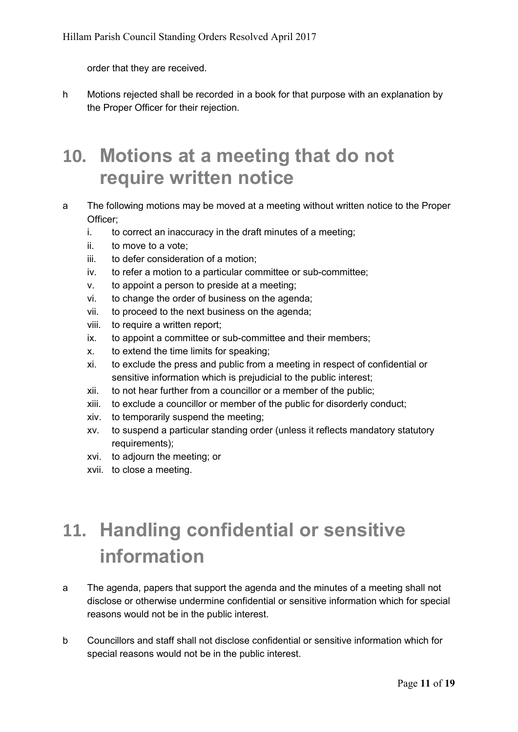order that they are received.

h Motions rejected shall be recorded in a book for that purpose with an explanation by the Proper Officer for their rejection.

# 10. Motions at a meeting that do not require written notice

a The following motions may be moved at a meeting without written notice to the Proper Officer;

i. to correct an inaccuracy in the draft minutes of a meeting;
ii. to move to a vote;
iii. to defer consideration of a motion;
iv. to refer a motion to a particular committee or sub-committee;
v. to appoint a person to preside at a meeting;
vi. to change the order of business on the agenda;
vii. to proceed to the next business on the agenda;
viii. to require a written report;
ix. to appoint a committee or sub-committee and their members;
x. to extend the time limits for speaking;
xi. to exclude the press and public from a meeting in respect of confidential or sensitive information which is prejudicial to the public interest;
xii. to not hear further from a councillor or a member of the public;
xiii. to exclude a councillor or member of the public for disorderly conduct;
xiv. to temporarily suspend the meeting;
xv. to suspend a particular standing order (unless it reflects mandatory statutory requirements);
xvi. to adjourn the meeting; or
xvii. to close a meeting.

# 11. Handling confidential or sensitive information

a The agenda, papers that support the agenda and the minutes of a meeting shall not disclose or otherwise undermine confidential or sensitive information which for special reasons would not be in the public interest.

b Councillors and staff shall not disclose confidential or sensitive information which for special reasons would not be in the public interest.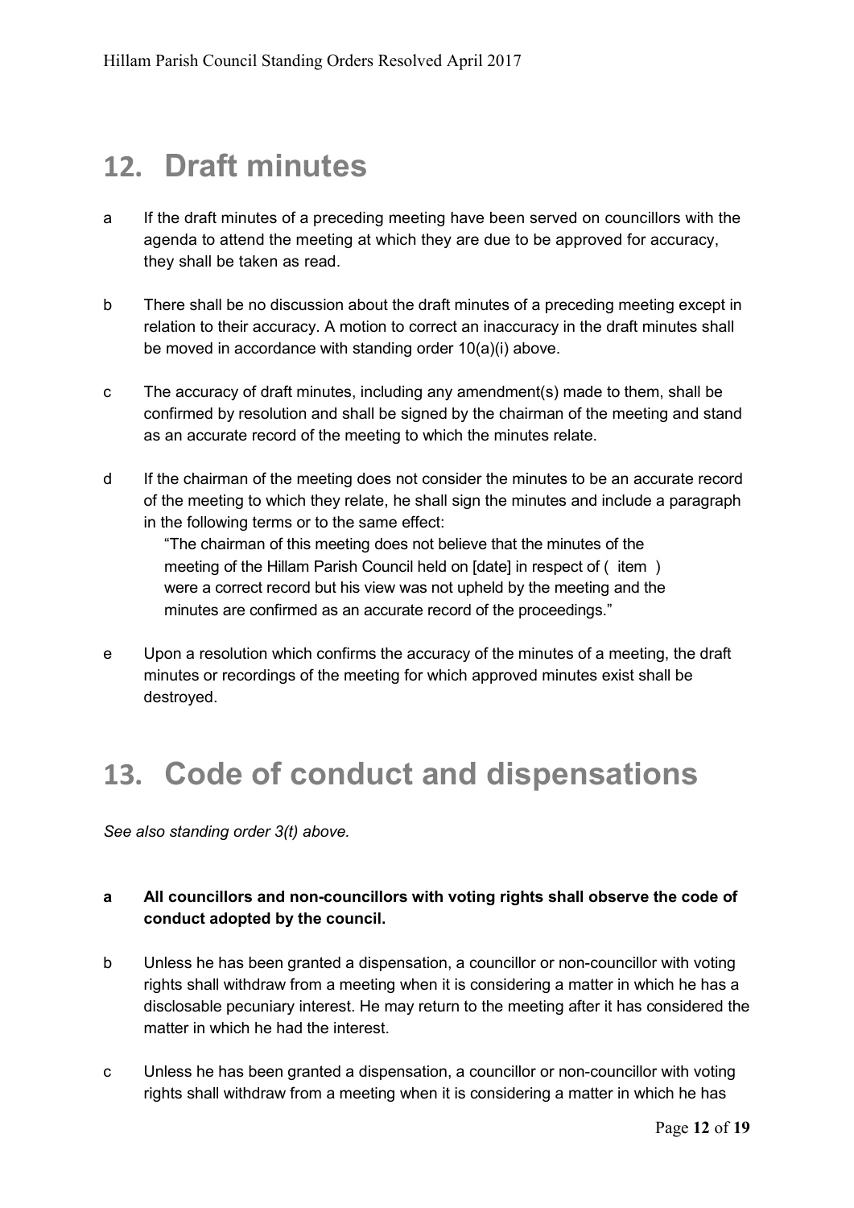# 12. Draft minutes

a If the draft minutes of a preceding meeting have been served on councillors with the agenda to attend the meeting at which they are due to be approved for accuracy, they shall be taken as read.

b There shall be no discussion about the draft minutes of a preceding meeting except in relation to their accuracy. A motion to correct an inaccuracy in the draft minutes shall be moved in accordance with standing order 10(a)(i) above.

c The accuracy of draft minutes, including any amendment(s) made to them, shall be confirmed by resolution and shall be signed by the chairman of the meeting and stand as an accurate record of the meeting to which the minutes relate.

d If the chairman of the meeting does not consider the minutes to be an accurate record of the meeting to which they relate, he shall sign the minutes and include a paragraph in the following terms or to the same effect:

> "The chairman of this meeting does not believe that the minutes of the meeting of the Hillam Parish Council held on [date] in respect of ( item ) were a correct record but his view was not upheld by the meeting and the minutes are confirmed as an accurate record of the proceedings."

e Upon a resolution which confirms the accuracy of the minutes of a meeting, the draft minutes or recordings of the meeting for which approved minutes exist shall be destroyed.

# 13. Code of conduct and dispensations

*See also standing order 3(t) above.*

**a All councillors and non-councillors with voting rights shall observe the code of conduct adopted by the council.**

b Unless he has been granted a dispensation, a councillor or non-councillor with voting rights shall withdraw from a meeting when it is considering a matter in which he has a disclosable pecuniary interest. He may return to the meeting after it has considered the matter in which he had the interest.

c Unless he has been granted a dispensation, a councillor or non-councillor with voting rights shall withdraw from a meeting when it is considering a matter in which he has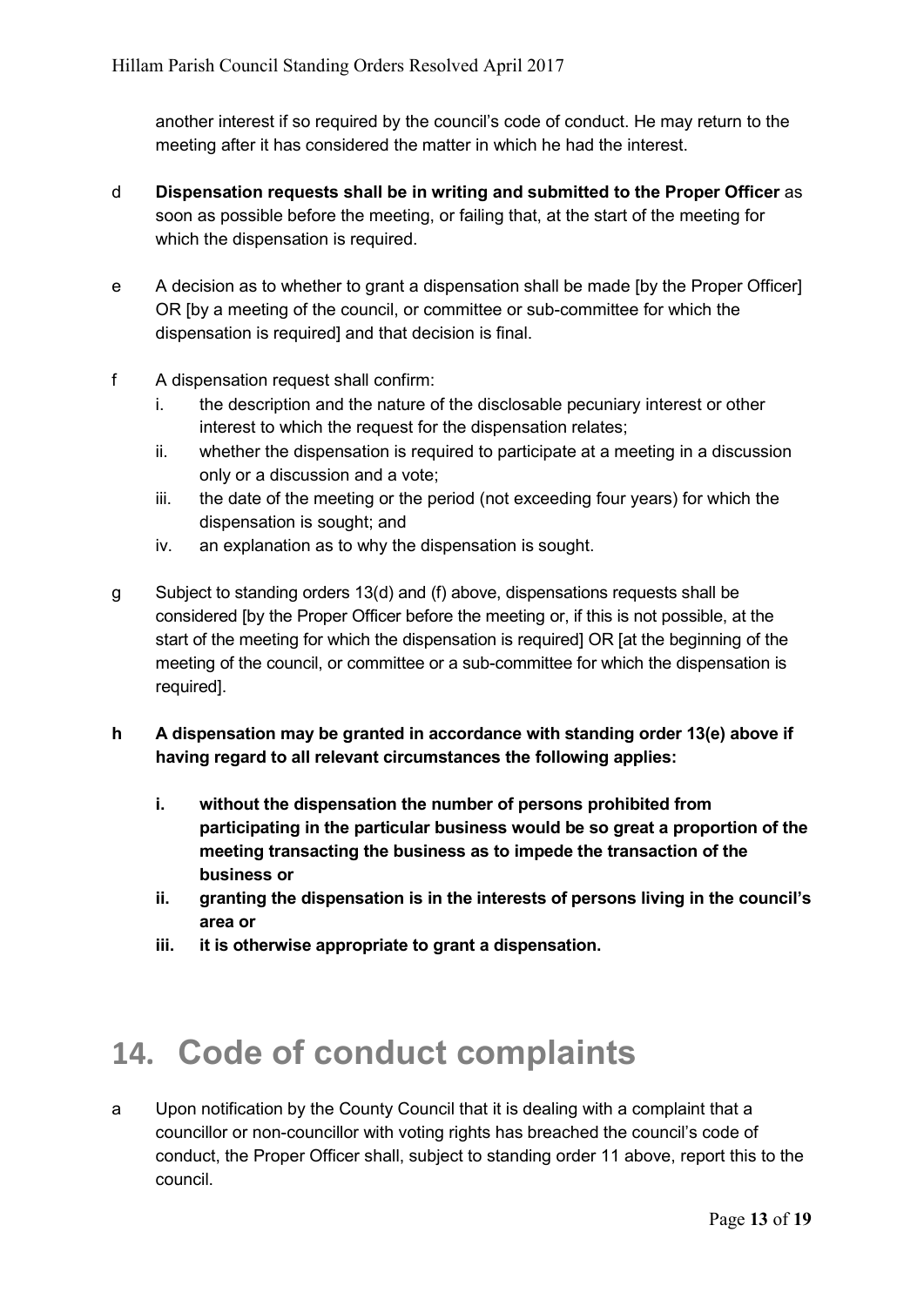another interest if so required by the council's code of conduct. He may return to the meeting after it has considered the matter in which he had the interest.

d **Dispensation requests shall be in writing and submitted to the Proper Officer** as soon as possible before the meeting, or failing that, at the start of the meeting for which the dispensation is required.

e A decision as to whether to grant a dispensation shall be made [by the Proper Officer] OR [by a meeting of the council, or committee or sub-committee for which the dispensation is required] and that decision is final.

f A dispensation request shall confirm:
   i. the description and the nature of the disclosable pecuniary interest or other interest to which the request for the dispensation relates;
   ii. whether the dispensation is required to participate at a meeting in a discussion only or a discussion and a vote;
   iii. the date of the meeting or the period (not exceeding four years) for which the dispensation is sought; and
   iv. an explanation as to why the dispensation is sought.

g Subject to standing orders 13(d) and (f) above, dispensations requests shall be considered [by the Proper Officer before the meeting or, if this is not possible, at the start of the meeting for which the dispensation is required] OR [at the beginning of the meeting of the council, or committee or a sub-committee for which the dispensation is required].

**h A dispensation may be granted in accordance with standing order 13(e) above if having regard to all relevant circumstances the following applies:**

   **i. without the dispensation the number of persons prohibited from participating in the particular business would be so great a proportion of the meeting transacting the business as to impede the transaction of the business or**
   **ii. granting the dispensation is in the interests of persons living in the council's area or**
   **iii. it is otherwise appropriate to grant a dispensation.**

# 14. Code of conduct complaints

a Upon notification by the County Council that it is dealing with a complaint that a councillor or non-councillor with voting rights has breached the council's code of conduct, the Proper Officer shall, subject to standing order 11 above, report this to the council.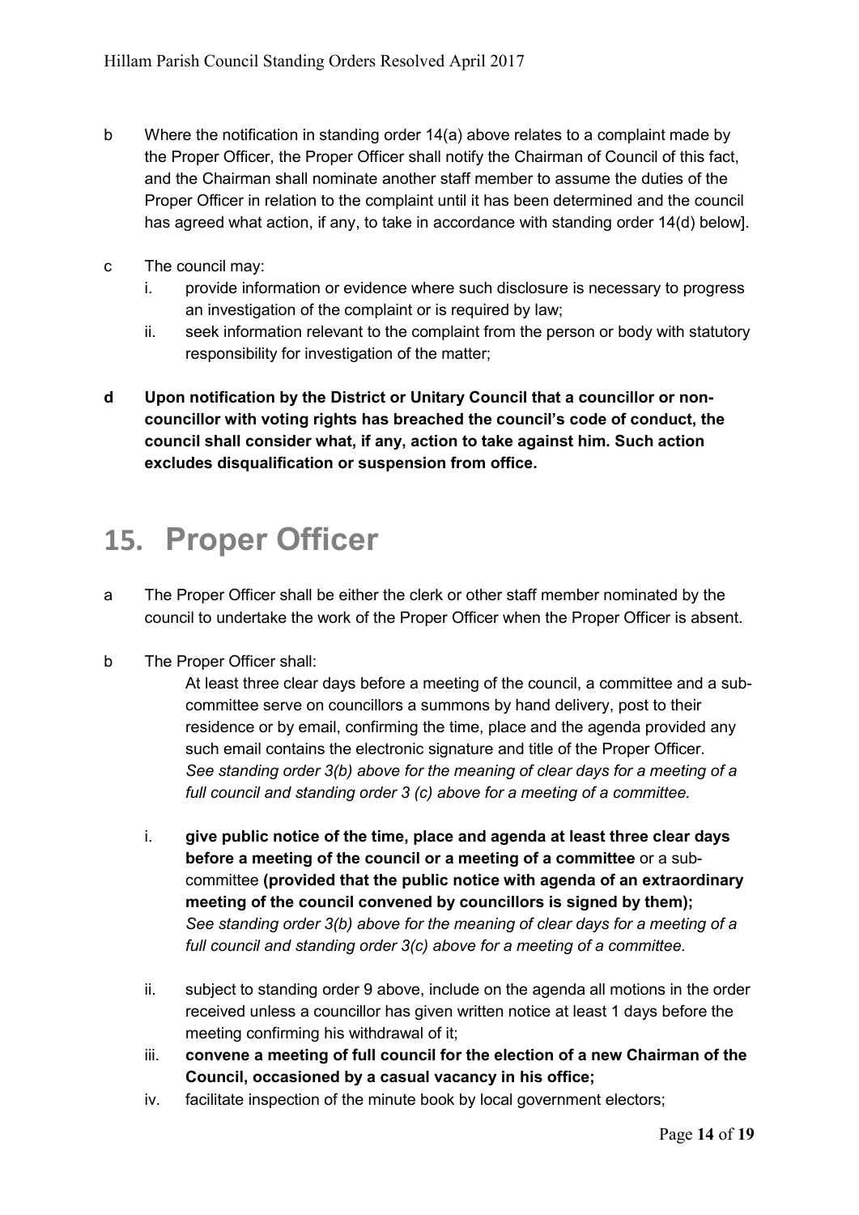b Where the notification in standing order 14(a) above relates to a complaint made by the Proper Officer, the Proper Officer shall notify the Chairman of Council of this fact, and the Chairman shall nominate another staff member to assume the duties of the Proper Officer in relation to the complaint until it has been determined and the council has agreed what action, if any, to take in accordance with standing order 14(d) below].

c The council may:

i. provide information or evidence where such disclosure is necessary to progress an investigation of the complaint or is required by law;

ii. seek information relevant to the complaint from the person or body with statutory responsibility for investigation of the matter;

**d Upon notification by the District or Unitary Council that a councillor or non-councillor with voting rights has breached the council's code of conduct, the council shall consider what, if any, action to take against him. Such action excludes disqualification or suspension from office.**

# 15. Proper Officer

a The Proper Officer shall be either the clerk or other staff member nominated by the council to undertake the work of the Proper Officer when the Proper Officer is absent.

b The Proper Officer shall:

At least three clear days before a meeting of the council, a committee and a sub-committee serve on councillors a summons by hand delivery, post to their residence or by email, confirming the time, place and the agenda provided any such email contains the electronic signature and title of the Proper Officer.
*See standing order 3(b) above for the meaning of clear days for a meeting of a full council and standing order 3 (c) above for a meeting of a committee.*

i. **give public notice of the time, place and agenda at least three clear days before a meeting of the council or a meeting of a committee** or a sub-committee **(provided that the public notice with agenda of an extraordinary meeting of the council convened by councillors is signed by them);**
*See standing order 3(b) above for the meaning of clear days for a meeting of a full council and standing order 3(c) above for a meeting of a committee.*

ii. subject to standing order 9 above, include on the agenda all motions in the order received unless a councillor has given written notice at least 1 days before the meeting confirming his withdrawal of it;

iii. **convene a meeting of full council for the election of a new Chairman of the Council, occasioned by a casual vacancy in his office;**

iv. facilitate inspection of the minute book by local government electors;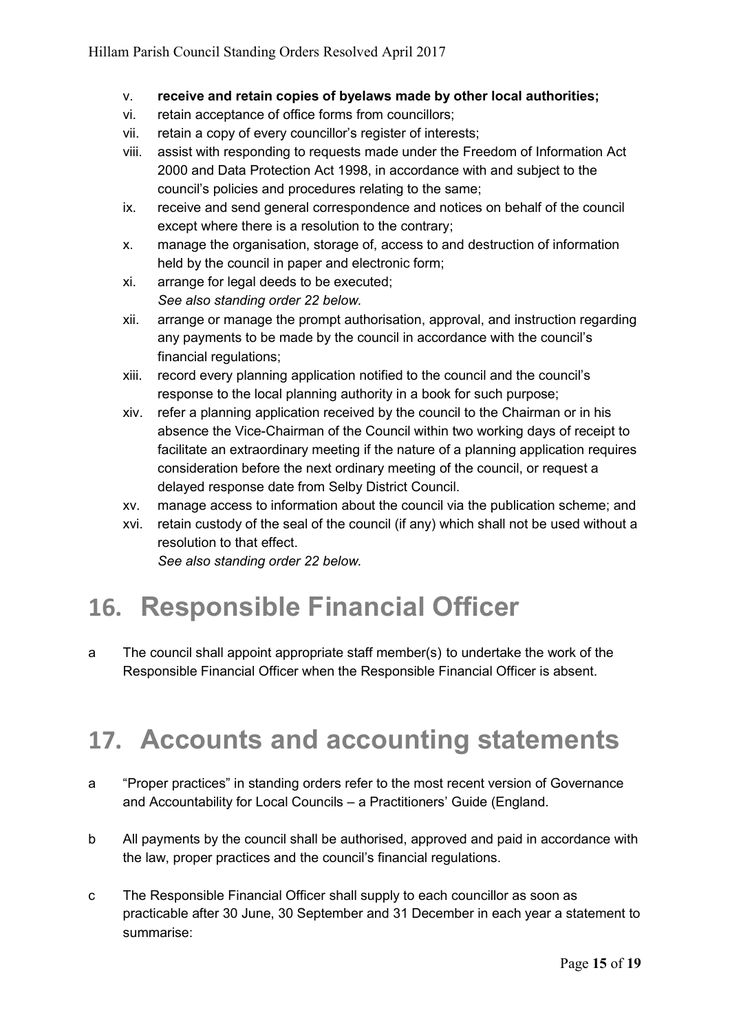v. **receive and retain copies of byelaws made by other local authorities;**
vi. retain acceptance of office forms from councillors;
vii. retain a copy of every councillor's register of interests;
viii. assist with responding to requests made under the Freedom of Information Act 2000 and Data Protection Act 1998, in accordance with and subject to the council's policies and procedures relating to the same;
ix. receive and send general correspondence and notices on behalf of the council except where there is a resolution to the contrary;
x. manage the organisation, storage of, access to and destruction of information held by the council in paper and electronic form;
xi. arrange for legal deeds to be executed;
*See also standing order 22 below.*
xii. arrange or manage the prompt authorisation, approval, and instruction regarding any payments to be made by the council in accordance with the council's financial regulations;
xiii. record every planning application notified to the council and the council's response to the local planning authority in a book for such purpose;
xiv. refer a planning application received by the council to the Chairman or in his absence the Vice-Chairman of the Council within two working days of receipt to facilitate an extraordinary meeting if the nature of a planning application requires consideration before the next ordinary meeting of the council, or request a delayed response date from Selby District Council.
xv. manage access to information about the council via the publication scheme; and
xvi. retain custody of the seal of the council (if any) which shall not be used without a resolution to that effect.
*See also standing order 22 below.*

# 16. Responsible Financial Officer

a The council shall appoint appropriate staff member(s) to undertake the work of the Responsible Financial Officer when the Responsible Financial Officer is absent.

# 17. Accounts and accounting statements

a "Proper practices" in standing orders refer to the most recent version of Governance and Accountability for Local Councils – a Practitioners' Guide (England.

b All payments by the council shall be authorised, approved and paid in accordance with the law, proper practices and the council's financial regulations.

c The Responsible Financial Officer shall supply to each councillor as soon as practicable after 30 June, 30 September and 31 December in each year a statement to summarise: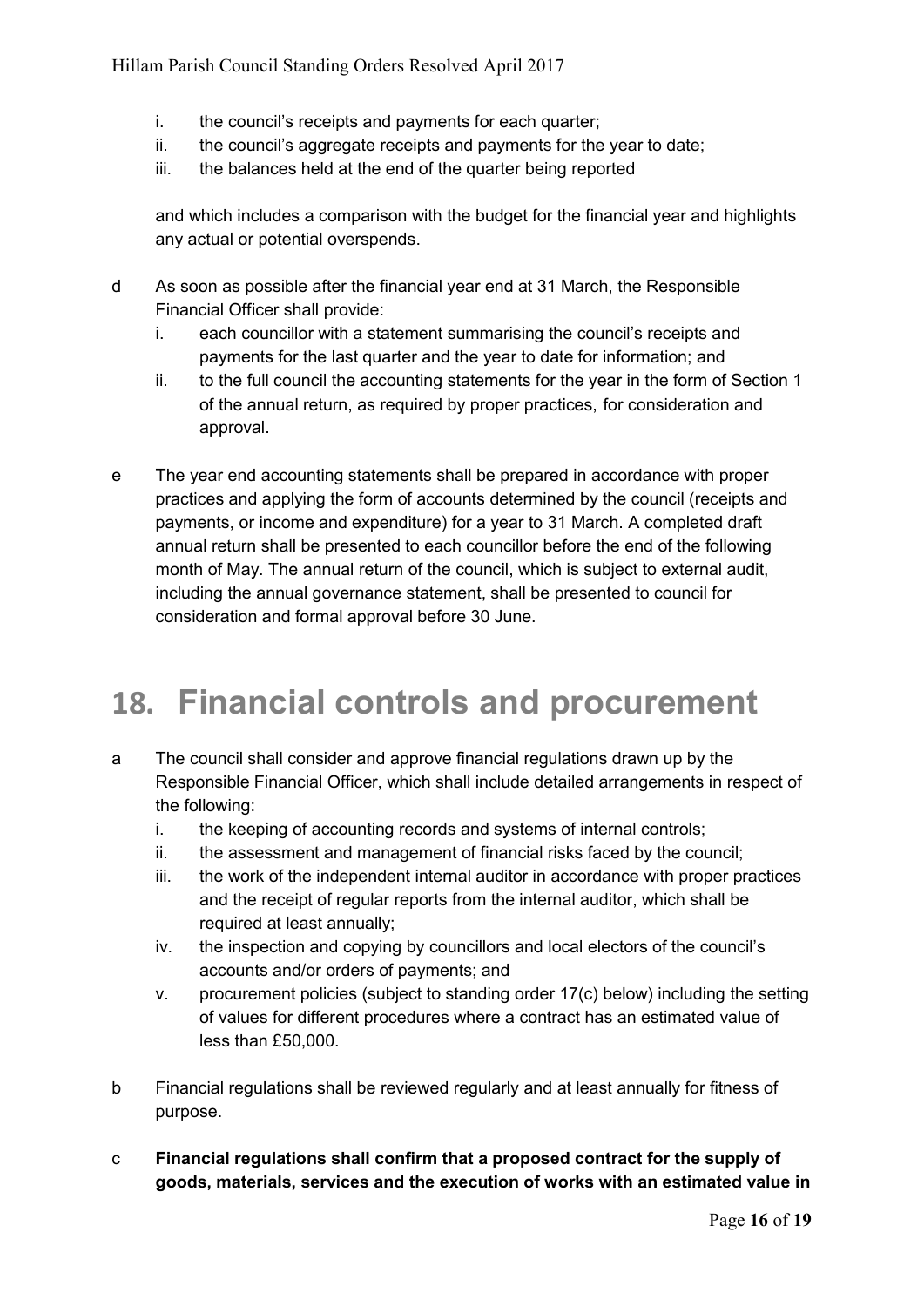i. the council's receipts and payments for each quarter;
ii. the council's aggregate receipts and payments for the year to date;
iii. the balances held at the end of the quarter being reported

and which includes a comparison with the budget for the financial year and highlights any actual or potential overspends.

d As soon as possible after the financial year end at 31 March, the Responsible Financial Officer shall provide:
   i. each councillor with a statement summarising the council's receipts and payments for the last quarter and the year to date for information; and
   ii. to the full council the accounting statements for the year in the form of Section 1 of the annual return, as required by proper practices, for consideration and approval.

e The year end accounting statements shall be prepared in accordance with proper practices and applying the form of accounts determined by the council (receipts and payments, or income and expenditure) for a year to 31 March. A completed draft annual return shall be presented to each councillor before the end of the following month of May. The annual return of the council, which is subject to external audit, including the annual governance statement, shall be presented to council for consideration and formal approval before 30 June.

# 18. Financial controls and procurement

a The council shall consider and approve financial regulations drawn up by the Responsible Financial Officer, which shall include detailed arrangements in respect of the following:
   i. the keeping of accounting records and systems of internal controls;
   ii. the assessment and management of financial risks faced by the council;
   iii. the work of the independent internal auditor in accordance with proper practices and the receipt of regular reports from the internal auditor, which shall be required at least annually;
   iv. the inspection and copying by councillors and local electors of the council's accounts and/or orders of payments; and
   v. procurement policies (subject to standing order 17(c) below) including the setting of values for different procedures where a contract has an estimated value of less than £50,000.

b Financial regulations shall be reviewed regularly and at least annually for fitness of purpose.

c **Financial regulations shall confirm that a proposed contract for the supply of goods, materials, services and the execution of works with an estimated value in**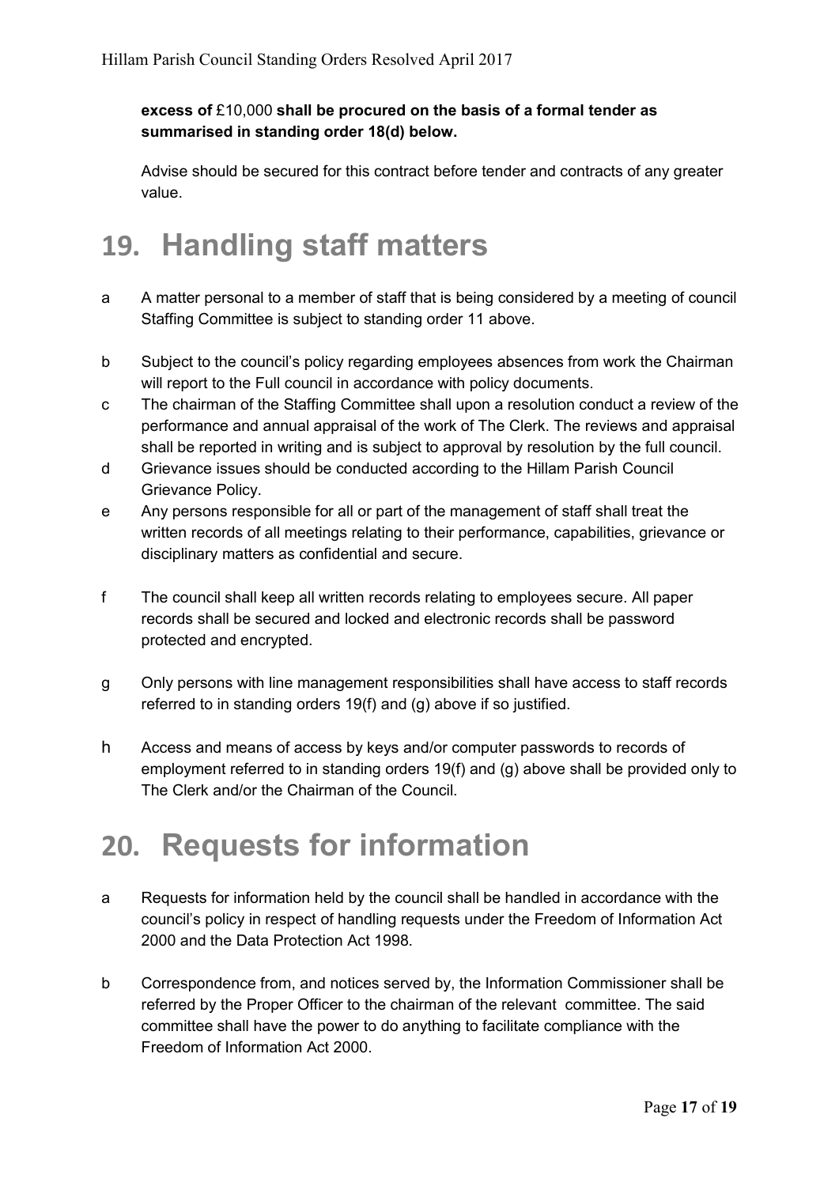**excess of** £10,000 **shall be procured on the basis of a formal tender as summarised in standing order 18(d) below.**

Advise should be secured for this contract before tender and contracts of any greater value.

# 19. Handling staff matters

a A matter personal to a member of staff that is being considered by a meeting of council Staffing Committee is subject to standing order 11 above.

b Subject to the council's policy regarding employees absences from work the Chairman will report to the Full council in accordance with policy documents.

c The chairman of the Staffing Committee shall upon a resolution conduct a review of the performance and annual appraisal of the work of The Clerk. The reviews and appraisal shall be reported in writing and is subject to approval by resolution by the full council.

d Grievance issues should be conducted according to the Hillam Parish Council Grievance Policy.

e Any persons responsible for all or part of the management of staff shall treat the written records of all meetings relating to their performance, capabilities, grievance or disciplinary matters as confidential and secure.

f The council shall keep all written records relating to employees secure. All paper records shall be secured and locked and electronic records shall be password protected and encrypted.

g Only persons with line management responsibilities shall have access to staff records referred to in standing orders 19(f) and (g) above if so justified.

h Access and means of access by keys and/or computer passwords to records of employment referred to in standing orders 19(f) and (g) above shall be provided only to The Clerk and/or the Chairman of the Council.

# 20. Requests for information

a Requests for information held by the council shall be handled in accordance with the council's policy in respect of handling requests under the Freedom of Information Act 2000 and the Data Protection Act 1998.

b Correspondence from, and notices served by, the Information Commissioner shall be referred by the Proper Officer to the chairman of the relevant committee. The said committee shall have the power to do anything to facilitate compliance with the Freedom of Information Act 2000.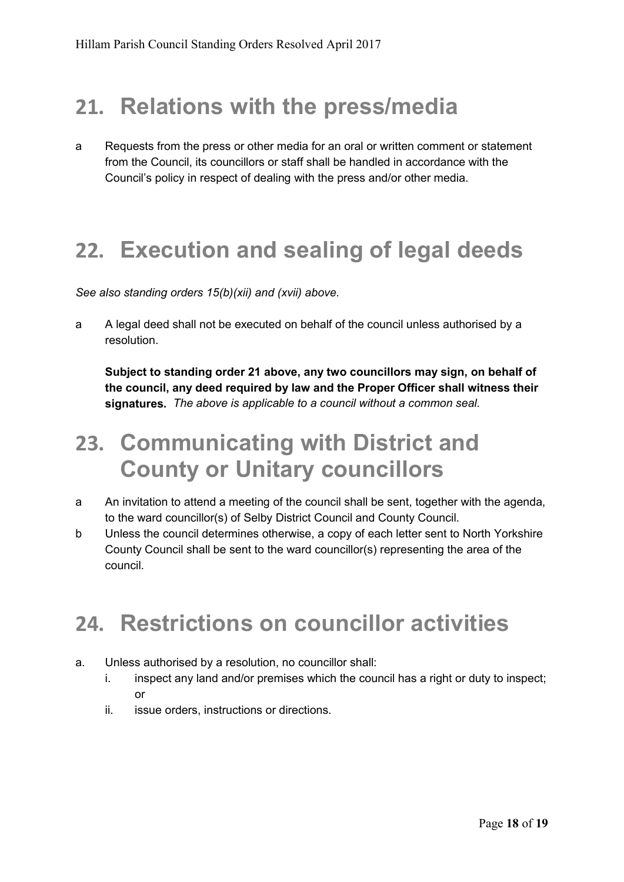# 21. Relations with the press/media

a Requests from the press or other media for an oral or written comment or statement from the Council, its councillors or staff shall be handled in accordance with the Council's policy in respect of dealing with the press and/or other media.

# 22. Execution and sealing of legal deeds

*See also standing orders 15(b)(xii) and (xvii) above.*

a A legal deed shall not be executed on behalf of the council unless authorised by a resolution.

**Subject to standing order 21 above, any two councillors may sign, on behalf of the council, any deed required by law and the Proper Officer shall witness their signatures.** *The above is applicable to a council without a common seal.*

# 23. Communicating with District and County or Unitary councillors

a An invitation to attend a meeting of the council shall be sent, together with the agenda, to the ward councillor(s) of Selby District Council and County Council.

b Unless the council determines otherwise, a copy of each letter sent to North Yorkshire County Council shall be sent to the ward councillor(s) representing the area of the council.

# 24. Restrictions on councillor activities

a. Unless authorised by a resolution, no councillor shall:
   i. inspect any land and/or premises which the council has a right or duty to inspect; or
   ii. issue orders, instructions or directions.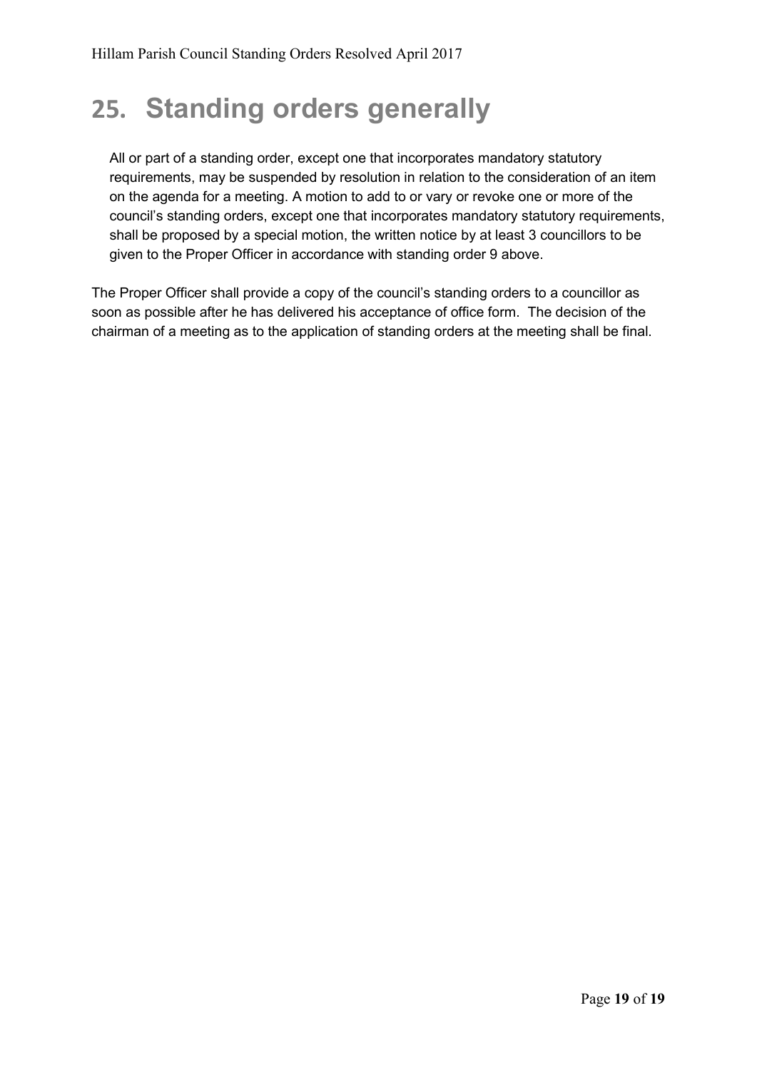# 25. Standing orders generally

All or part of a standing order, except one that incorporates mandatory statutory requirements, may be suspended by resolution in relation to the consideration of an item on the agenda for a meeting. A motion to add to or vary or revoke one or more of the council's standing orders, except one that incorporates mandatory statutory requirements, shall be proposed by a special motion, the written notice by at least 3 councillors to be given to the Proper Officer in accordance with standing order 9 above.

The Proper Officer shall provide a copy of the council's standing orders to a councillor as soon as possible after he has delivered his acceptance of office form. The decision of the chairman of a meeting as to the application of standing orders at the meeting shall be final.